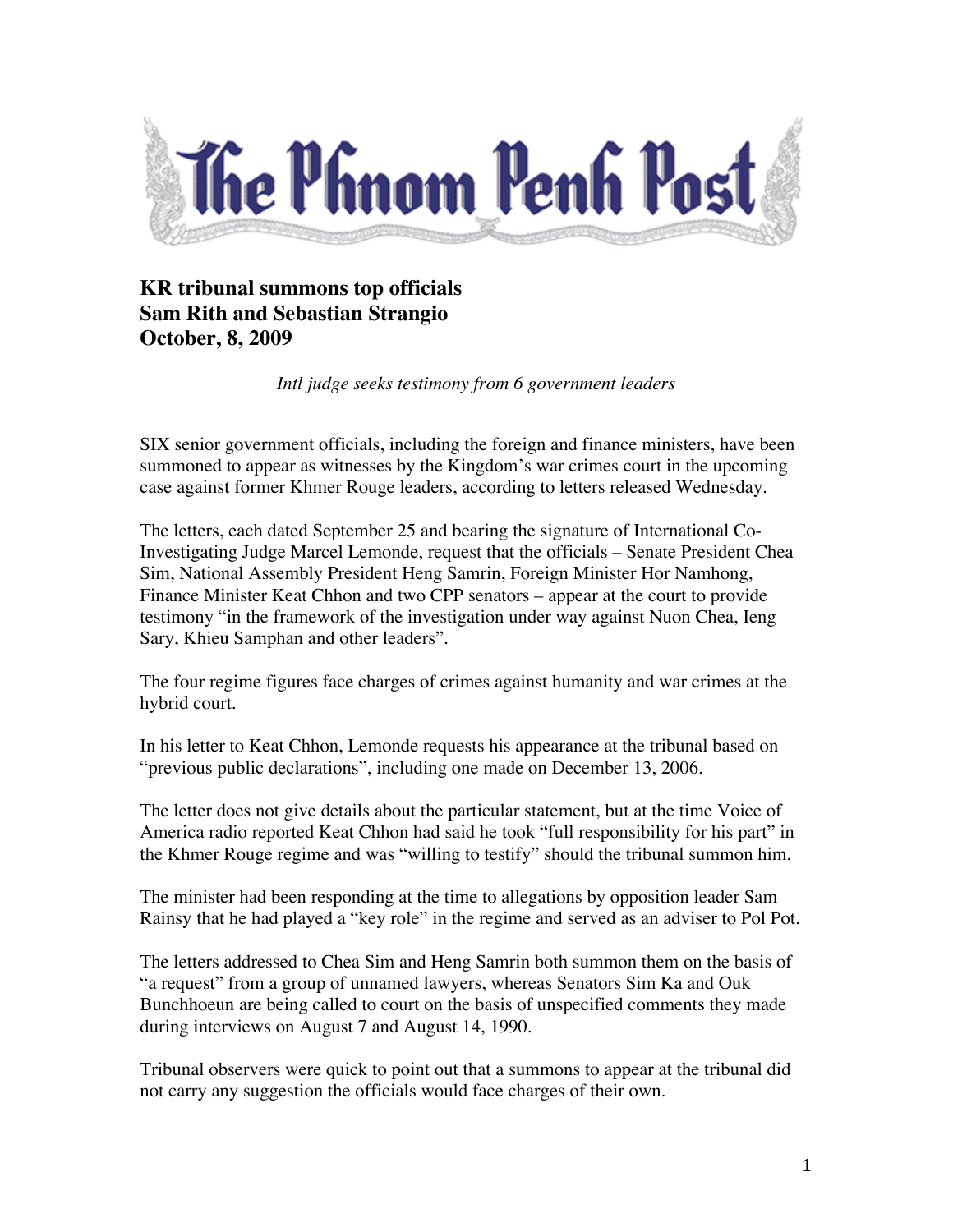# The Phnom Penh Post

## KR tribunal summons top officials
**Sam Rith and Sebastian Strangio**
**October, 8, 2009**

*Intl judge seeks testimony from 6 government leaders*

SIX senior government officials, including the foreign and finance ministers, have been summoned to appear as witnesses by the Kingdom's war crimes court in the upcoming case against former Khmer Rouge leaders, according to letters released Wednesday.

The letters, each dated September 25 and bearing the signature of International Co-Investigating Judge Marcel Lemonde, request that the officials – Senate President Chea Sim, National Assembly President Heng Samrin, Foreign Minister Hor Namhong, Finance Minister Keat Chhon and two CPP senators – appear at the court to provide testimony "in the framework of the investigation under way against Nuon Chea, Ieng Sary, Khieu Samphan and other leaders".

The four regime figures face charges of crimes against humanity and war crimes at the hybrid court.

In his letter to Keat Chhon, Lemonde requests his appearance at the tribunal based on "previous public declarations", including one made on December 13, 2006.

The letter does not give details about the particular statement, but at the time Voice of America radio reported Keat Chhon had said he took "full responsibility for his part" in the Khmer Rouge regime and was "willing to testify" should the tribunal summon him.

The minister had been responding at the time to allegations by opposition leader Sam Rainsy that he had played a "key role" in the regime and served as an adviser to Pol Pot.

The letters addressed to Chea Sim and Heng Samrin both summon them on the basis of "a request" from a group of unnamed lawyers, whereas Senators Sim Ka and Ouk Bunchhoeun are being called to court on the basis of unspecified comments they made during interviews on August 7 and August 14, 1990.

Tribunal observers were quick to point out that a summons to appear at the tribunal did not carry any suggestion the officials would face charges of their own.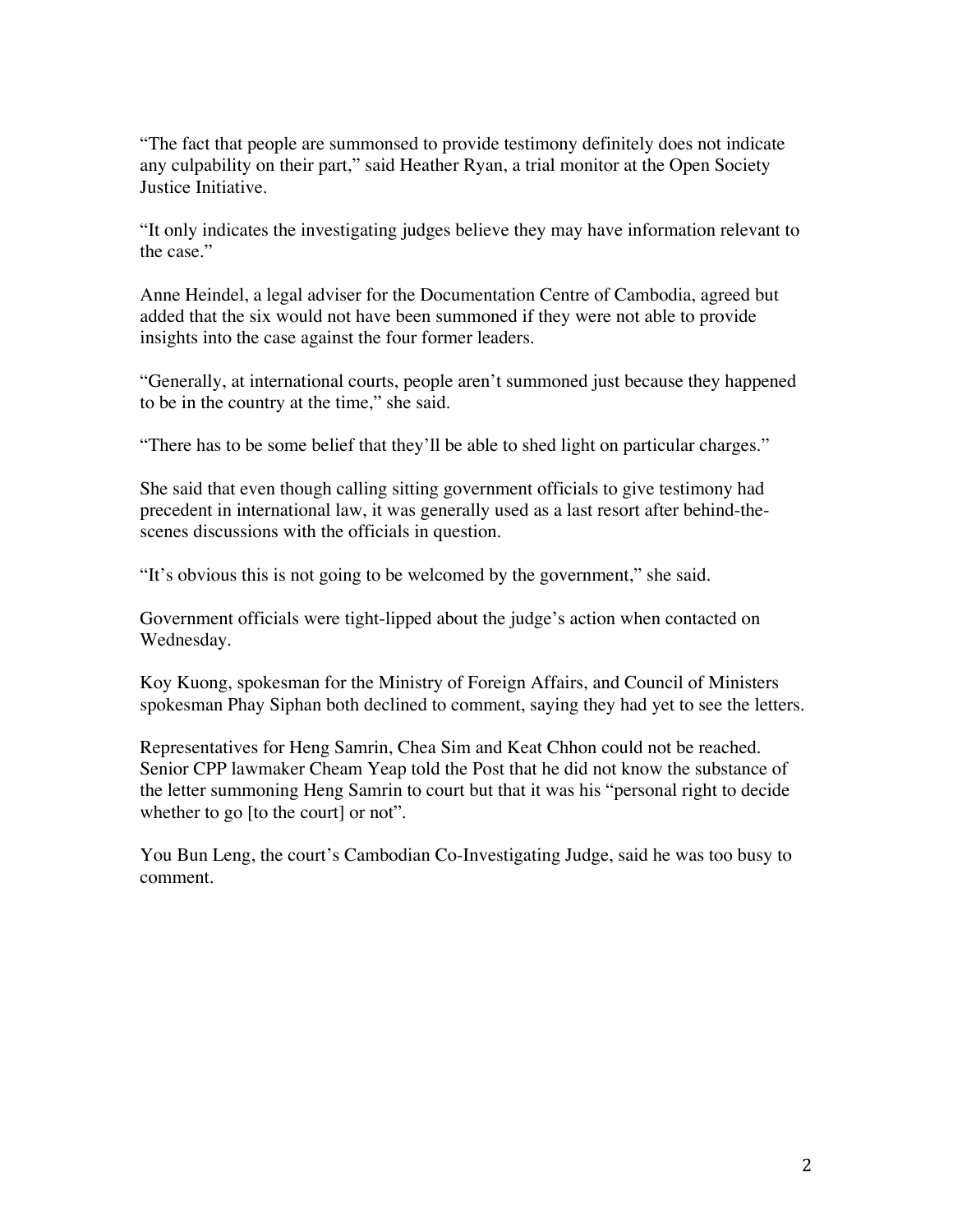"The fact that people are summonsed to provide testimony definitely does not indicate any culpability on their part," said Heather Ryan, a trial monitor at the Open Society Justice Initiative.

"It only indicates the investigating judges believe they may have information relevant to the case."

Anne Heindel, a legal adviser for the Documentation Centre of Cambodia, agreed but added that the six would not have been summoned if they were not able to provide insights into the case against the four former leaders.

"Generally, at international courts, people aren't summoned just because they happened to be in the country at the time," she said.

"There has to be some belief that they'll be able to shed light on particular charges."

She said that even though calling sitting government officials to give testimony had precedent in international law, it was generally used as a last resort after behind-the-scenes discussions with the officials in question.

"It's obvious this is not going to be welcomed by the government," she said.

Government officials were tight-lipped about the judge's action when contacted on Wednesday.

Koy Kuong, spokesman for the Ministry of Foreign Affairs, and Council of Ministers spokesman Phay Siphan both declined to comment, saying they had yet to see the letters.

Representatives for Heng Samrin, Chea Sim and Keat Chhon could not be reached. Senior CPP lawmaker Cheam Yeap told the Post that he did not know the substance of the letter summoning Heng Samrin to court but that it was his "personal right to decide whether to go [to the court] or not".

You Bun Leng, the court's Cambodian Co-Investigating Judge, said he was too busy to comment.